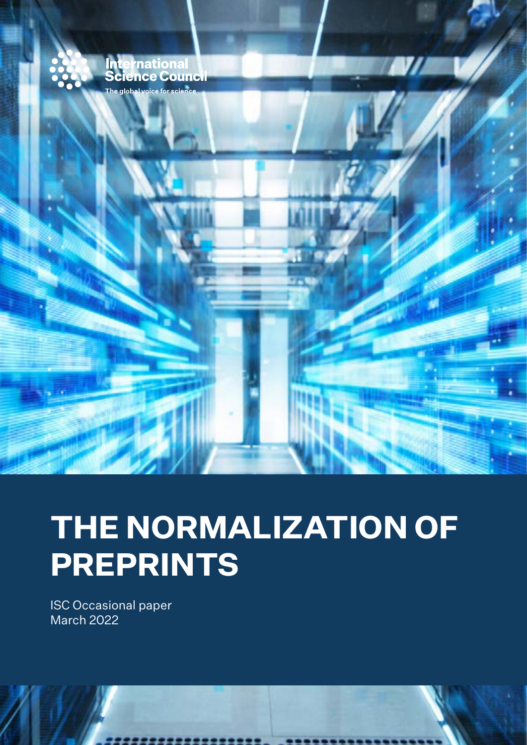International Science Council

The global voice for science

# THE NORMALIZATION OF PREPRINTS

ISC Occasional paper
March 2022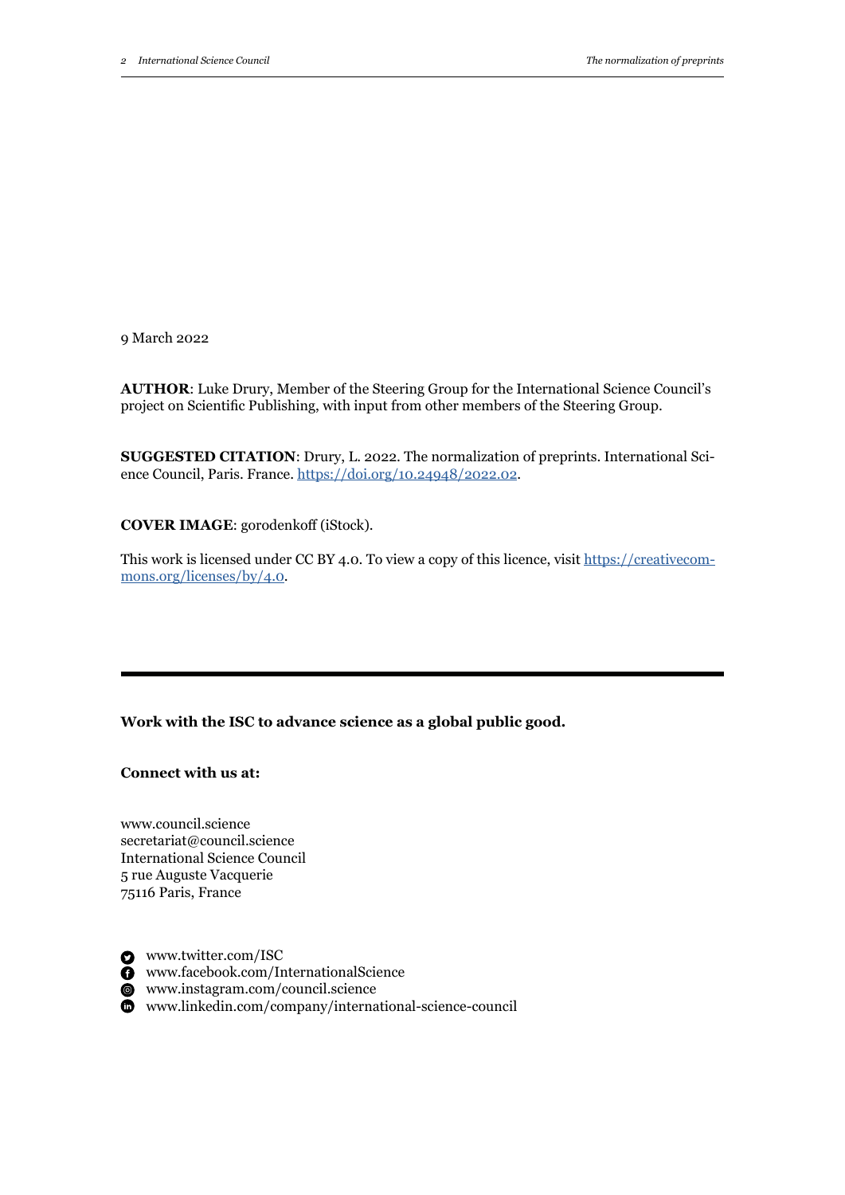9 March 2022

**AUTHOR**: Luke Drury, Member of the Steering Group for the International Science Council's project on Scientific Publishing, with input from other members of the Steering Group.

**SUGGESTED CITATION**: Drury, L. 2022. The normalization of preprints. International Science Council, Paris. France. https://doi.org/10.24948/2022.02.

**COVER IMAGE**: gorodenkoff (iStock).

This work is licensed under CC BY 4.0. To view a copy of this licence, visit https://creativecommons.org/licenses/by/4.0.

---

**Work with the ISC to advance science as a global public good.**

**Connect with us at:**

www.council.science
secretariat@council.science
International Science Council
5 rue Auguste Vacquerie
75116 Paris, France

www.twitter.com/ISC
www.facebook.com/InternationalScience
www.instagram.com/council.science
www.linkedin.com/company/international-science-council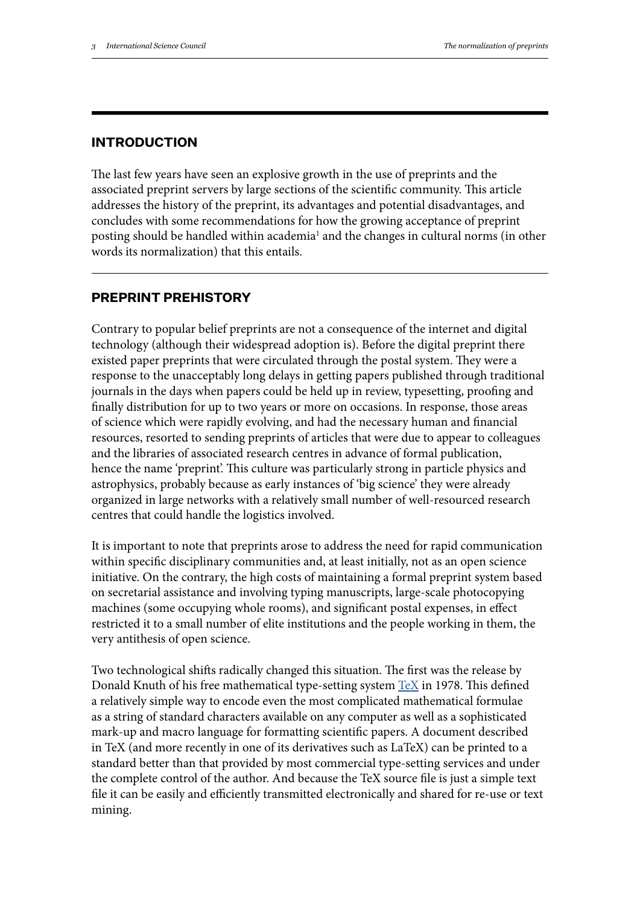## INTRODUCTION

The last few years have seen an explosive growth in the use of preprints and the associated preprint servers by large sections of the scientific community. This article addresses the history of the preprint, its advantages and potential disadvantages, and concludes with some recommendations for how the growing acceptance of preprint posting should be handled within academia[1] and the changes in cultural norms (in other words its normalization) that this entails.

## PREPRINT PREHISTORY

Contrary to popular belief preprints are not a consequence of the internet and digital technology (although their widespread adoption is). Before the digital preprint there existed paper preprints that were circulated through the postal system. They were a response to the unacceptably long delays in getting papers published through traditional journals in the days when papers could be held up in review, typesetting, proofing and finally distribution for up to two years or more on occasions. In response, those areas of science which were rapidly evolving, and had the necessary human and financial resources, resorted to sending preprints of articles that were due to appear to colleagues and the libraries of associated research centres in advance of formal publication, hence the name 'preprint'. This culture was particularly strong in particle physics and astrophysics, probably because as early instances of 'big science' they were already organized in large networks with a relatively small number of well-resourced research centres that could handle the logistics involved.

It is important to note that preprints arose to address the need for rapid communication within specific disciplinary communities and, at least initially, not as an open science initiative. On the contrary, the high costs of maintaining a formal preprint system based on secretarial assistance and involving typing manuscripts, large-scale photocopying machines (some occupying whole rooms), and significant postal expenses, in effect restricted it to a small number of elite institutions and the people working in them, the very antithesis of open science.

Two technological shifts radically changed this situation. The first was the release by Donald Knuth of his free mathematical type-setting system TeX in 1978. This defined a relatively simple way to encode even the most complicated mathematical formulae as a string of standard characters available on any computer as well as a sophisticated mark-up and macro language for formatting scientific papers. A document described in TeX (and more recently in one of its derivatives such as LaTeX) can be printed to a standard better than that provided by most commercial type-setting services and under the complete control of the author. And because the TeX source file is just a simple text file it can be easily and efficiently transmitted electronically and shared for re-use or text mining.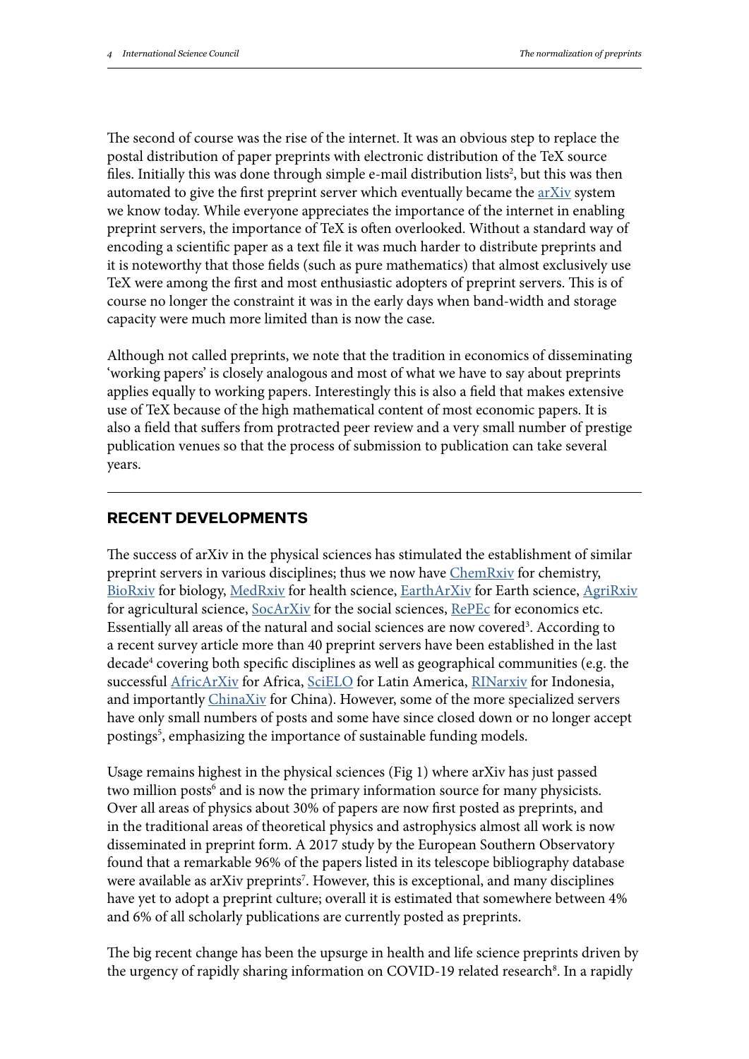The second of course was the rise of the internet. It was an obvious step to replace the postal distribution of paper preprints with electronic distribution of the TeX source files. Initially this was done through simple e-mail distribution lists[2], but this was then automated to give the first preprint server which eventually became the arXiv system we know today. While everyone appreciates the importance of the internet in enabling preprint servers, the importance of TeX is often overlooked. Without a standard way of encoding a scientific paper as a text file it was much harder to distribute preprints and it is noteworthy that those fields (such as pure mathematics) that almost exclusively use TeX were among the first and most enthusiastic adopters of preprint servers. This is of course no longer the constraint it was in the early days when band-width and storage capacity were much more limited than is now the case.

Although not called preprints, we note that the tradition in economics of disseminating 'working papers' is closely analogous and most of what we have to say about preprints applies equally to working papers. Interestingly this is also a field that makes extensive use of TeX because of the high mathematical content of most economic papers. It is also a field that suffers from protracted peer review and a very small number of prestige publication venues so that the process of submission to publication can take several years.

## RECENT DEVELOPMENTS

The success of arXiv in the physical sciences has stimulated the establishment of similar preprint servers in various disciplines; thus we now have ChemRxiv for chemistry, BioRxiv for biology, MedRxiv for health science, EarthArXiv for Earth science, AgriRxiv for agricultural science, SocArXiv for the social sciences, RePEc for economics etc. Essentially all areas of the natural and social sciences are now covered[3]. According to a recent survey article more than 40 preprint servers have been established in the last decade[4] covering both specific disciplines as well as geographical communities (e.g. the successful AfricArXiv for Africa, SciELO for Latin America, RINarxiv for Indonesia, and importantly ChinaXiv for China). However, some of the more specialized servers have only small numbers of posts and some have since closed down or no longer accept postings[5], emphasizing the importance of sustainable funding models.

Usage remains highest in the physical sciences (Fig 1) where arXiv has just passed two million posts[6] and is now the primary information source for many physicists. Over all areas of physics about 30% of papers are now first posted as preprints, and in the traditional areas of theoretical physics and astrophysics almost all work is now disseminated in preprint form. A 2017 study by the European Southern Observatory found that a remarkable 96% of the papers listed in its telescope bibliography database were available as arXiv preprints[7]. However, this is exceptional, and many disciplines have yet to adopt a preprint culture; overall it is estimated that somewhere between 4% and 6% of all scholarly publications are currently posted as preprints.

The big recent change has been the upsurge in health and life science preprints driven by the urgency of rapidly sharing information on COVID-19 related research[8]. In a rapidly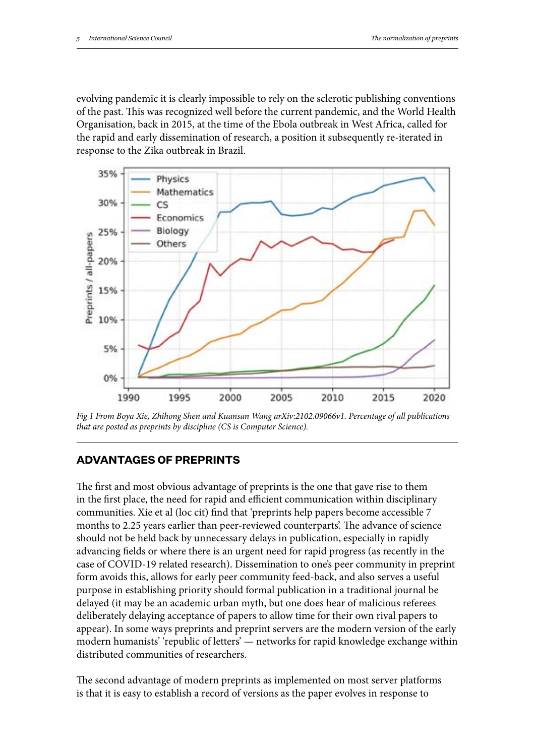evolving pandemic it is clearly impossible to rely on the sclerotic publishing conventions of the past. This was recognized well before the current pandemic, and the World Health Organisation, back in 2015, at the time of the Ebola outbreak in West Africa, called for the rapid and early dissemination of research, a position it subsequently re-iterated in response to the Zika outbreak in Brazil.

*Fig 1 From Boya Xie, Zhihong Shen and Kuansan Wang arXiv:2102.09066v1. Percentage of all publications that are posted as preprints by discipline (CS is Computer Science).*

## ADVANTAGES OF PREPRINTS

The first and most obvious advantage of preprints is the one that gave rise to them in the first place, the need for rapid and efficient communication within disciplinary communities. Xie et al (loc cit) find that 'preprints help papers become accessible 7 months to 2.25 years earlier than peer-reviewed counterparts'. The advance of science should not be held back by unnecessary delays in publication, especially in rapidly advancing fields or where there is an urgent need for rapid progress (as recently in the case of COVID-19 related research). Dissemination to one's peer community in preprint form avoids this, allows for early peer community feed-back, and also serves a useful purpose in establishing priority should formal publication in a traditional journal be delayed (it may be an academic urban myth, but one does hear of malicious referees deliberately delaying acceptance of papers to allow time for their own rival papers to appear). In some ways preprints and preprint servers are the modern version of the early modern humanists' 'republic of letters' — networks for rapid knowledge exchange within distributed communities of researchers.

The second advantage of modern preprints as implemented on most server platforms is that it is easy to establish a record of versions as the paper evolves in response to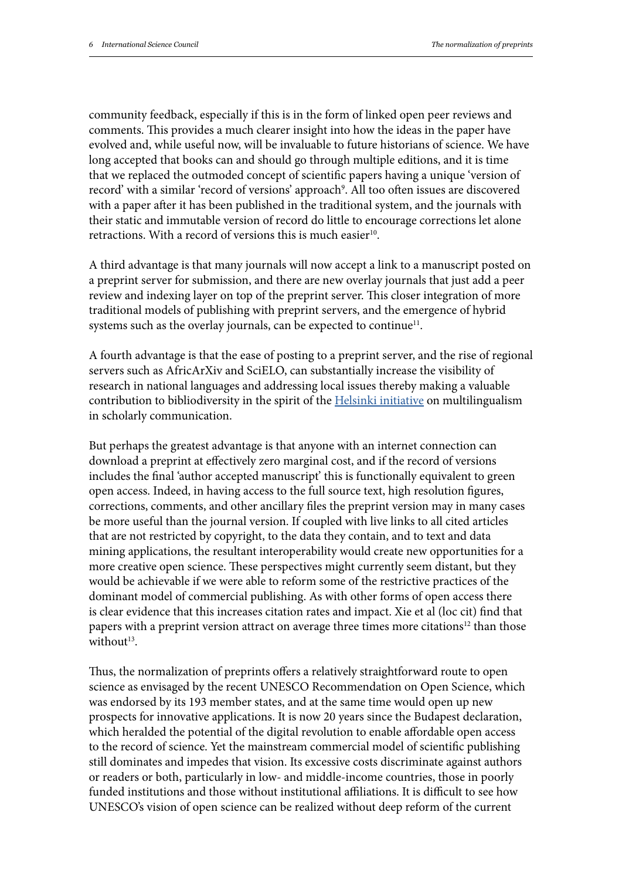community feedback, especially if this is in the form of linked open peer reviews and comments. This provides a much clearer insight into how the ideas in the paper have evolved and, while useful now, will be invaluable to future historians of science. We have long accepted that books can and should go through multiple editions, and it is time that we replaced the outmoded concept of scientific papers having a unique 'version of record' with a similar 'record of versions' approach[9]. All too often issues are discovered with a paper after it has been published in the traditional system, and the journals with their static and immutable version of record do little to encourage corrections let alone retractions. With a record of versions this is much easier[10].

A third advantage is that many journals will now accept a link to a manuscript posted on a preprint server for submission, and there are new overlay journals that just add a peer review and indexing layer on top of the preprint server. This closer integration of more traditional models of publishing with preprint servers, and the emergence of hybrid systems such as the overlay journals, can be expected to continue[11].

A fourth advantage is that the ease of posting to a preprint server, and the rise of regional servers such as AfricArXiv and SciELO, can substantially increase the visibility of research in national languages and addressing local issues thereby making a valuable contribution to bibliodiversity in the spirit of the Helsinki initiative on multilingualism in scholarly communication.

But perhaps the greatest advantage is that anyone with an internet connection can download a preprint at effectively zero marginal cost, and if the record of versions includes the final 'author accepted manuscript' this is functionally equivalent to green open access. Indeed, in having access to the full source text, high resolution figures, corrections, comments, and other ancillary files the preprint version may in many cases be more useful than the journal version. If coupled with live links to all cited articles that are not restricted by copyright, to the data they contain, and to text and data mining applications, the resultant interoperability would create new opportunities for a more creative open science. These perspectives might currently seem distant, but they would be achievable if we were able to reform some of the restrictive practices of the dominant model of commercial publishing. As with other forms of open access there is clear evidence that this increases citation rates and impact. Xie et al (loc cit) find that papers with a preprint version attract on average three times more citations[12] than those without[13].

Thus, the normalization of preprints offers a relatively straightforward route to open science as envisaged by the recent UNESCO Recommendation on Open Science, which was endorsed by its 193 member states, and at the same time would open up new prospects for innovative applications. It is now 20 years since the Budapest declaration, which heralded the potential of the digital revolution to enable affordable open access to the record of science. Yet the mainstream commercial model of scientific publishing still dominates and impedes that vision. Its excessive costs discriminate against authors or readers or both, particularly in low- and middle-income countries, those in poorly funded institutions and those without institutional affiliations. It is difficult to see how UNESCO's vision of open science can be realized without deep reform of the current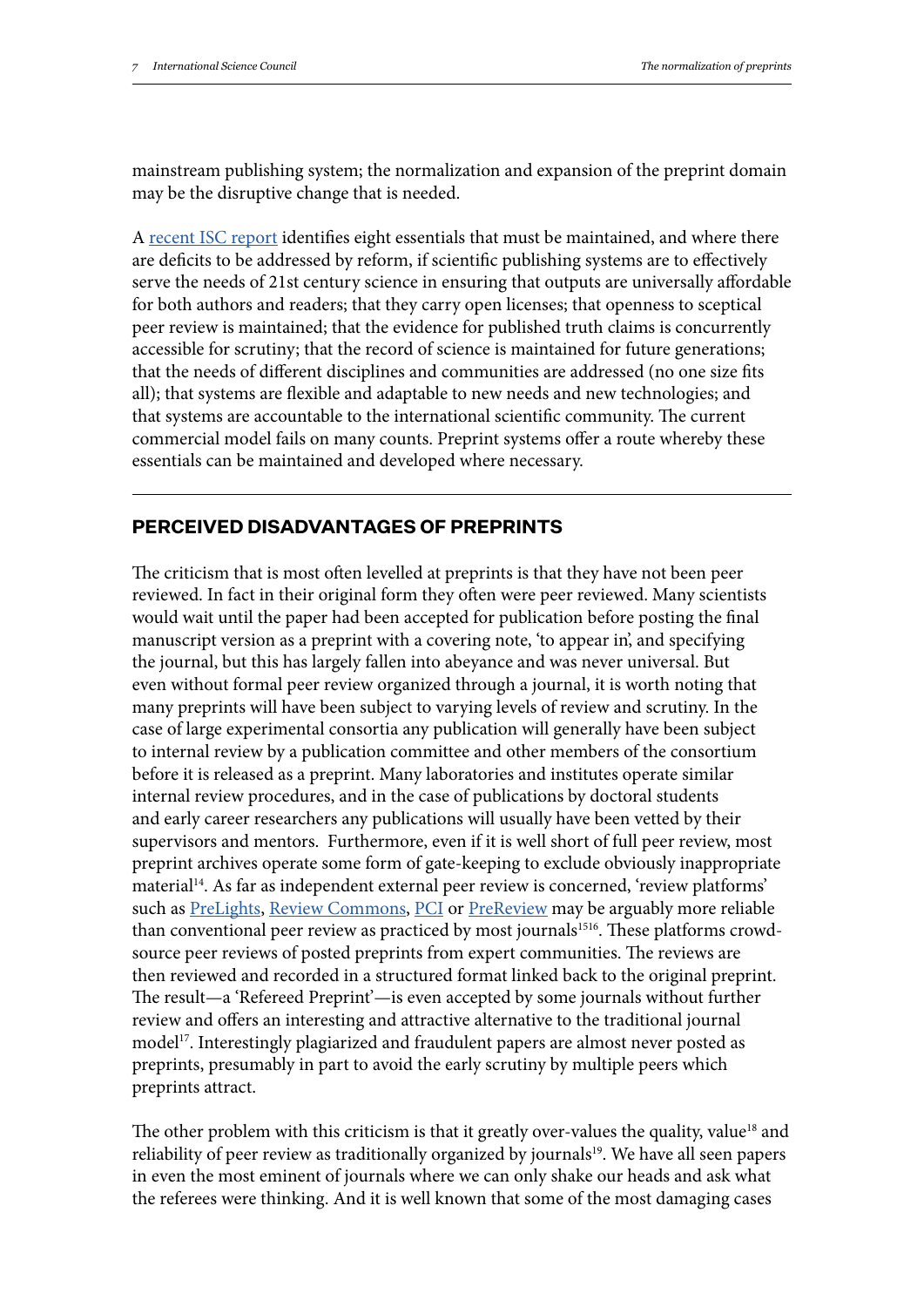mainstream publishing system; the normalization and expansion of the preprint domain may be the disruptive change that is needed.

A recent ISC report identifies eight essentials that must be maintained, and where there are deficits to be addressed by reform, if scientific publishing systems are to effectively serve the needs of 21st century science in ensuring that outputs are universally affordable for both authors and readers; that they carry open licenses; that openness to sceptical peer review is maintained; that the evidence for published truth claims is concurrently accessible for scrutiny; that the record of science is maintained for future generations; that the needs of different disciplines and communities are addressed (no one size fits all); that systems are flexible and adaptable to new needs and new technologies; and that systems are accountable to the international scientific community. The current commercial model fails on many counts. Preprint systems offer a route whereby these essentials can be maintained and developed where necessary.

## PERCEIVED DISADVANTAGES OF PREPRINTS

The criticism that is most often levelled at preprints is that they have not been peer reviewed. In fact in their original form they often were peer reviewed. Many scientists would wait until the paper had been accepted for publication before posting the final manuscript version as a preprint with a covering note, 'to appear in', and specifying the journal, but this has largely fallen into abeyance and was never universal. But even without formal peer review organized through a journal, it is worth noting that many preprints will have been subject to varying levels of review and scrutiny. In the case of large experimental consortia any publication will generally have been subject to internal review by a publication committee and other members of the consortium before it is released as a preprint. Many laboratories and institutes operate similar internal review procedures, and in the case of publications by doctoral students and early career researchers any publications will usually have been vetted by their supervisors and mentors. Furthermore, even if it is well short of full peer review, most preprint archives operate some form of gate-keeping to exclude obviously inappropriate material[14]. As far as independent external peer review is concerned, 'review platforms' such as PreLights, Review Commons, PCI or PreReview may be arguably more reliable than conventional peer review as practiced by most journals[15,16]. These platforms crowd-source peer reviews of posted preprints from expert communities. The reviews are then reviewed and recorded in a structured format linked back to the original preprint. The result—a 'Refereed Preprint'—is even accepted by some journals without further review and offers an interesting and attractive alternative to the traditional journal model[17]. Interestingly plagiarized and fraudulent papers are almost never posted as preprints, presumably in part to avoid the early scrutiny by multiple peers which preprints attract.

The other problem with this criticism is that it greatly over-values the quality, value[18] and reliability of peer review as traditionally organized by journals[19]. We have all seen papers in even the most eminent of journals where we can only shake our heads and ask what the referees were thinking. And it is well known that some of the most damaging cases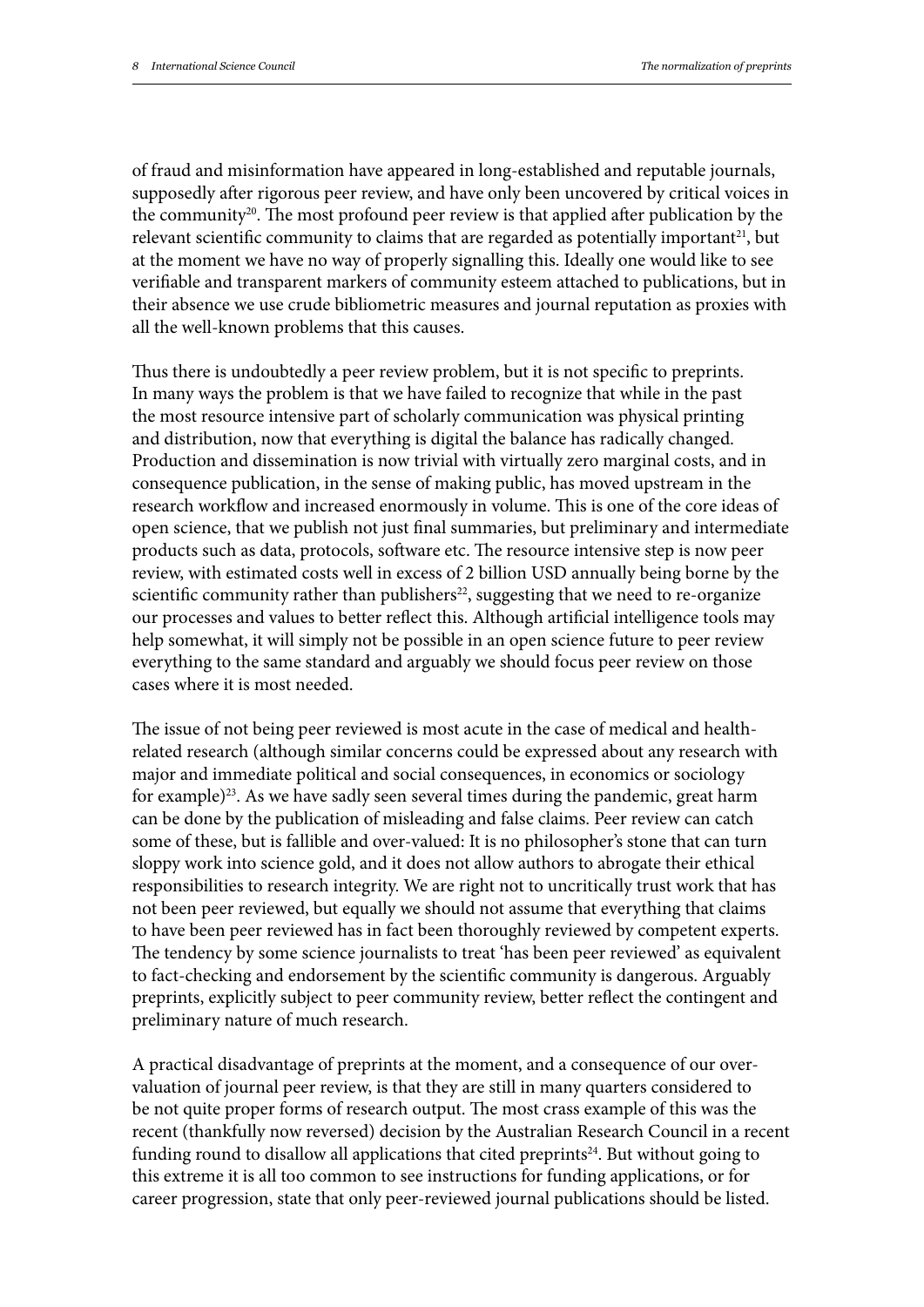of fraud and misinformation have appeared in long-established and reputable journals, supposedly after rigorous peer review, and have only been uncovered by critical voices in the community[20]. The most profound peer review is that applied after publication by the relevant scientific community to claims that are regarded as potentially important[21], but at the moment we have no way of properly signalling this. Ideally one would like to see verifiable and transparent markers of community esteem attached to publications, but in their absence we use crude bibliometric measures and journal reputation as proxies with all the well-known problems that this causes.

Thus there is undoubtedly a peer review problem, but it is not specific to preprints. In many ways the problem is that we have failed to recognize that while in the past the most resource intensive part of scholarly communication was physical printing and distribution, now that everything is digital the balance has radically changed. Production and dissemination is now trivial with virtually zero marginal costs, and in consequence publication, in the sense of making public, has moved upstream in the research workflow and increased enormously in volume. This is one of the core ideas of open science, that we publish not just final summaries, but preliminary and intermediate products such as data, protocols, software etc. The resource intensive step is now peer review, with estimated costs well in excess of 2 billion USD annually being borne by the scientific community rather than publishers[22], suggesting that we need to re-organize our processes and values to better reflect this. Although artificial intelligence tools may help somewhat, it will simply not be possible in an open science future to peer review everything to the same standard and arguably we should focus peer review on those cases where it is most needed.

The issue of not being peer reviewed is most acute in the case of medical and health-related research (although similar concerns could be expressed about any research with major and immediate political and social consequences, in economics or sociology for example)[23]. As we have sadly seen several times during the pandemic, great harm can be done by the publication of misleading and false claims. Peer review can catch some of these, but is fallible and over-valued: It is no philosopher's stone that can turn sloppy work into science gold, and it does not allow authors to abrogate their ethical responsibilities to research integrity. We are right not to uncritically trust work that has not been peer reviewed, but equally we should not assume that everything that claims to have been peer reviewed has in fact been thoroughly reviewed by competent experts. The tendency by some science journalists to treat 'has been peer reviewed' as equivalent to fact-checking and endorsement by the scientific community is dangerous. Arguably preprints, explicitly subject to peer community review, better reflect the contingent and preliminary nature of much research.

A practical disadvantage of preprints at the moment, and a consequence of our over-valuation of journal peer review, is that they are still in many quarters considered to be not quite proper forms of research output. The most crass example of this was the recent (thankfully now reversed) decision by the Australian Research Council in a recent funding round to disallow all applications that cited preprints[24]. But without going to this extreme it is all too common to see instructions for funding applications, or for career progression, state that only peer-reviewed journal publications should be listed.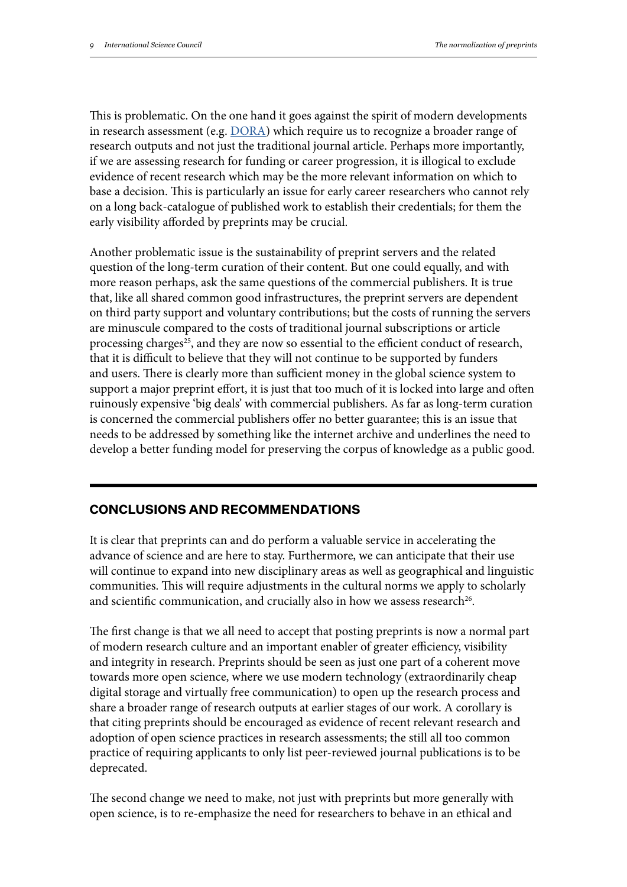This is problematic. On the one hand it goes against the spirit of modern developments in research assessment (e.g. DORA) which require us to recognize a broader range of research outputs and not just the traditional journal article. Perhaps more importantly, if we are assessing research for funding or career progression, it is illogical to exclude evidence of recent research which may be the more relevant information on which to base a decision. This is particularly an issue for early career researchers who cannot rely on a long back-catalogue of published work to establish their credentials; for them the early visibility afforded by preprints may be crucial.

Another problematic issue is the sustainability of preprint servers and the related question of the long-term curation of their content. But one could equally, and with more reason perhaps, ask the same questions of the commercial publishers. It is true that, like all shared common good infrastructures, the preprint servers are dependent on third party support and voluntary contributions; but the costs of running the servers are minuscule compared to the costs of traditional journal subscriptions or article processing charges[25], and they are now so essential to the efficient conduct of research, that it is difficult to believe that they will not continue to be supported by funders and users. There is clearly more than sufficient money in the global science system to support a major preprint effort, it is just that too much of it is locked into large and often ruinously expensive 'big deals' with commercial publishers. As far as long-term curation is concerned the commercial publishers offer no better guarantee; this is an issue that needs to be addressed by something like the internet archive and underlines the need to develop a better funding model for preserving the corpus of knowledge as a public good.

## CONCLUSIONS AND RECOMMENDATIONS

It is clear that preprints can and do perform a valuable service in accelerating the advance of science and are here to stay. Furthermore, we can anticipate that their use will continue to expand into new disciplinary areas as well as geographical and linguistic communities. This will require adjustments in the cultural norms we apply to scholarly and scientific communication, and crucially also in how we assess research[26].

The first change is that we all need to accept that posting preprints is now a normal part of modern research culture and an important enabler of greater efficiency, visibility and integrity in research. Preprints should be seen as just one part of a coherent move towards more open science, where we use modern technology (extraordinarily cheap digital storage and virtually free communication) to open up the research process and share a broader range of research outputs at earlier stages of our work. A corollary is that citing preprints should be encouraged as evidence of recent relevant research and adoption of open science practices in research assessments; the still all too common practice of requiring applicants to only list peer-reviewed journal publications is to be deprecated.

The second change we need to make, not just with preprints but more generally with open science, is to re-emphasize the need for researchers to behave in an ethical and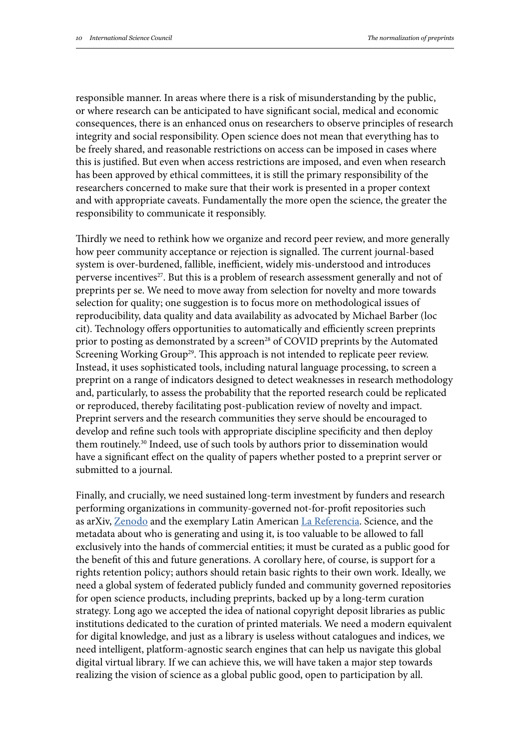responsible manner. In areas where there is a risk of misunderstanding by the public, or where research can be anticipated to have significant social, medical and economic consequences, there is an enhanced onus on researchers to observe principles of research integrity and social responsibility. Open science does not mean that everything has to be freely shared, and reasonable restrictions on access can be imposed in cases where this is justified. But even when access restrictions are imposed, and even when research has been approved by ethical committees, it is still the primary responsibility of the researchers concerned to make sure that their work is presented in a proper context and with appropriate caveats. Fundamentally the more open the science, the greater the responsibility to communicate it responsibly.

Thirdly we need to rethink how we organize and record peer review, and more generally how peer community acceptance or rejection is signalled. The current journal-based system is over-burdened, fallible, inefficient, widely mis-understood and introduces perverse incentives[27]. But this is a problem of research assessment generally and not of preprints per se. We need to move away from selection for novelty and more towards selection for quality; one suggestion is to focus more on methodological issues of reproducibility, data quality and data availability as advocated by Michael Barber (loc cit). Technology offers opportunities to automatically and efficiently screen preprints prior to posting as demonstrated by a screen[28] of COVID preprints by the Automated Screening Working Group[29]. This approach is not intended to replicate peer review. Instead, it uses sophisticated tools, including natural language processing, to screen a preprint on a range of indicators designed to detect weaknesses in research methodology and, particularly, to assess the probability that the reported research could be replicated or reproduced, thereby facilitating post-publication review of novelty and impact. Preprint servers and the research communities they serve should be encouraged to develop and refine such tools with appropriate discipline specificity and then deploy them routinely.[30] Indeed, use of such tools by authors prior to dissemination would have a significant effect on the quality of papers whether posted to a preprint server or submitted to a journal.

Finally, and crucially, we need sustained long-term investment by funders and research performing organizations in community-governed not-for-profit repositories such as arXiv, [Zenodo] and the exemplary Latin American [La Referencia]. Science, and the metadata about who is generating and using it, is too valuable to be allowed to fall exclusively into the hands of commercial entities; it must be curated as a public good for the benefit of this and future generations. A corollary here, of course, is support for a rights retention policy; authors should retain basic rights to their own work. Ideally, we need a global system of federated publicly funded and community governed repositories for open science products, including preprints, backed up by a long-term curation strategy. Long ago we accepted the idea of national copyright deposit libraries as public institutions dedicated to the curation of printed materials. We need a modern equivalent for digital knowledge, and just as a library is useless without catalogues and indices, we need intelligent, platform-agnostic search engines that can help us navigate this global digital virtual library. If we can achieve this, we will have taken a major step towards realizing the vision of science as a global public good, open to participation by all.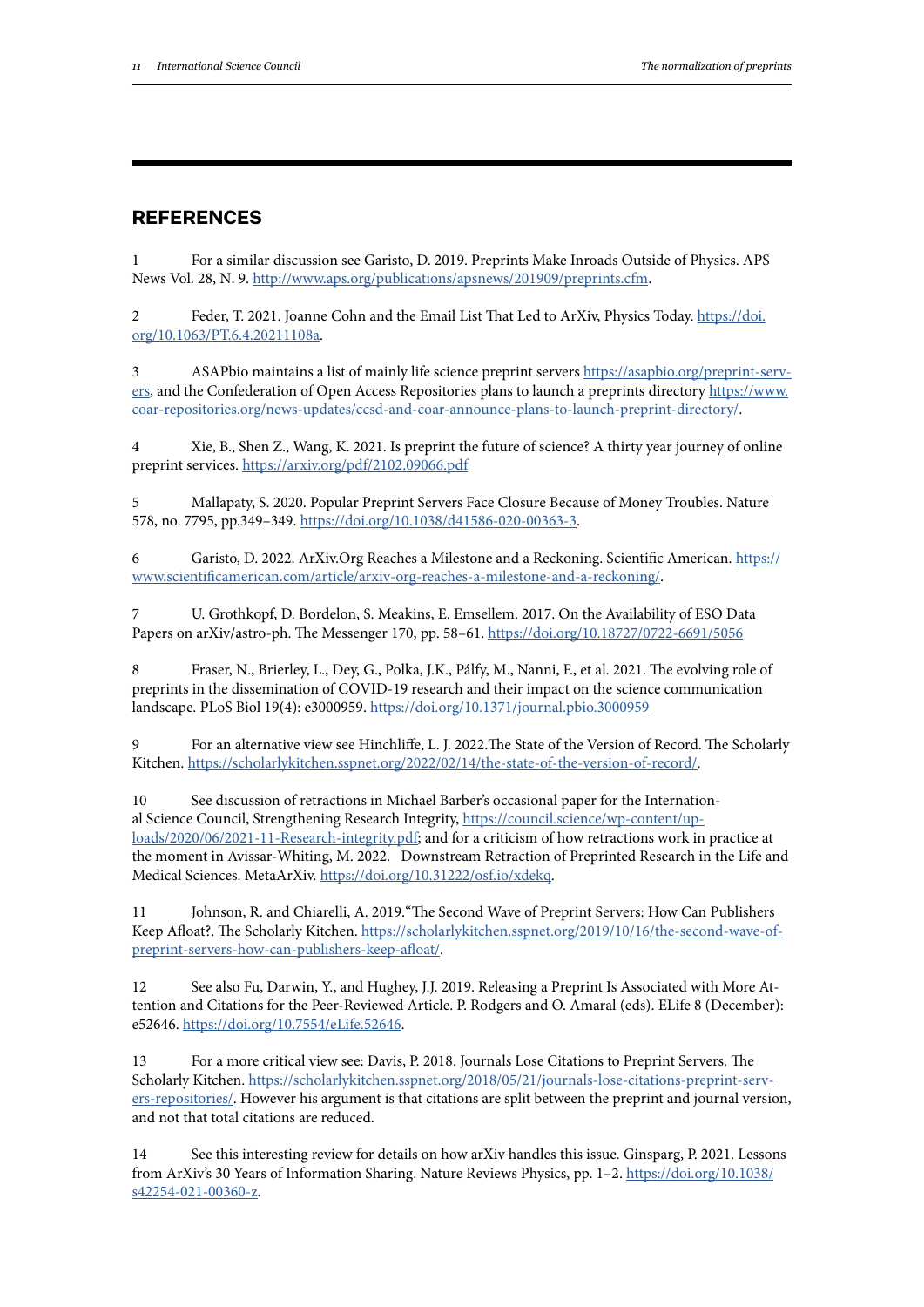## REFERENCES

1 For a similar discussion see Garisto, D. 2019. Preprints Make Inroads Outside of Physics. APS News Vol. 28, N. 9. http://www.aps.org/publications/apsnews/201909/preprints.cfm.

2 Feder, T. 2021. Joanne Cohn and the Email List That Led to ArXiv, Physics Today. https://doi.org/10.1063/PT.6.4.20211108a.

3 ASAPbio maintains a list of mainly life science preprint servers https://asapbio.org/preprint-servers, and the Confederation of Open Access Repositories plans to launch a preprints directory https://www.coar-repositories.org/news-updates/ccsd-and-coar-announce-plans-to-launch-preprint-directory/.

4 Xie, B., Shen Z., Wang, K. 2021. Is preprint the future of science? A thirty year journey of online preprint services. https://arxiv.org/pdf/2102.09066.pdf

5 Mallapaty, S. 2020. Popular Preprint Servers Face Closure Because of Money Troubles. Nature 578, no. 7795, pp.349–349. https://doi.org/10.1038/d41586-020-00363-3.

6 Garisto, D. 2022. ArXiv.Org Reaches a Milestone and a Reckoning. Scientific American. https://www.scientificamerican.com/article/arxiv-org-reaches-a-milestone-and-a-reckoning/.

7 U. Grothkopf, D. Bordelon, S. Meakins, E. Emsellem. 2017. On the Availability of ESO Data Papers on arXiv/astro-ph. The Messenger 170, pp. 58–61. https://doi.org/10.18727/0722-6691/5056

8 Fraser, N., Brierley, L., Dey, G., Polka, J.K., Pálfy, M., Nanni, F., et al. 2021. The evolving role of preprints in the dissemination of COVID-19 research and their impact on the science communication landscape. PLoS Biol 19(4): e3000959. https://doi.org/10.1371/journal.pbio.3000959

9 For an alternative view see Hinchliffe, L. J. 2022.The State of the Version of Record. The Scholarly Kitchen. https://scholarlykitchen.sspnet.org/2022/02/14/the-state-of-the-version-of-record/.

10 See discussion of retractions in Michael Barber's occasional paper for the International Science Council, Strengthening Research Integrity, https://council.science/wp-content/uploads/2020/06/2021-11-Research-integrity.pdf; and for a criticism of how retractions work in practice at the moment in Avissar-Whiting, M. 2022. Downstream Retraction of Preprinted Research in the Life and Medical Sciences. MetaArXiv. https://doi.org/10.31222/osf.io/xdekq.

11 Johnson, R. and Chiarelli, A. 2019."The Second Wave of Preprint Servers: How Can Publishers Keep Afloat?. The Scholarly Kitchen. https://scholarlykitchen.sspnet.org/2019/10/16/the-second-wave-of-preprint-servers-how-can-publishers-keep-afloat/.

12 See also Fu, Darwin, Y., and Hughey, J.J. 2019. Releasing a Preprint Is Associated with More Attention and Citations for the Peer-Reviewed Article. P. Rodgers and O. Amaral (eds). ELife 8 (December): e52646. https://doi.org/10.7554/eLife.52646.

13 For a more critical view see: Davis, P. 2018. Journals Lose Citations to Preprint Servers. The Scholarly Kitchen. https://scholarlykitchen.sspnet.org/2018/05/21/journals-lose-citations-preprint-servers-repositories/. However his argument is that citations are split between the preprint and journal version, and not that total citations are reduced.

14 See this interesting review for details on how arXiv handles this issue. Ginsparg, P. 2021. Lessons from ArXiv's 30 Years of Information Sharing. Nature Reviews Physics, pp. 1–2. https://doi.org/10.1038/s42254-021-00360-z.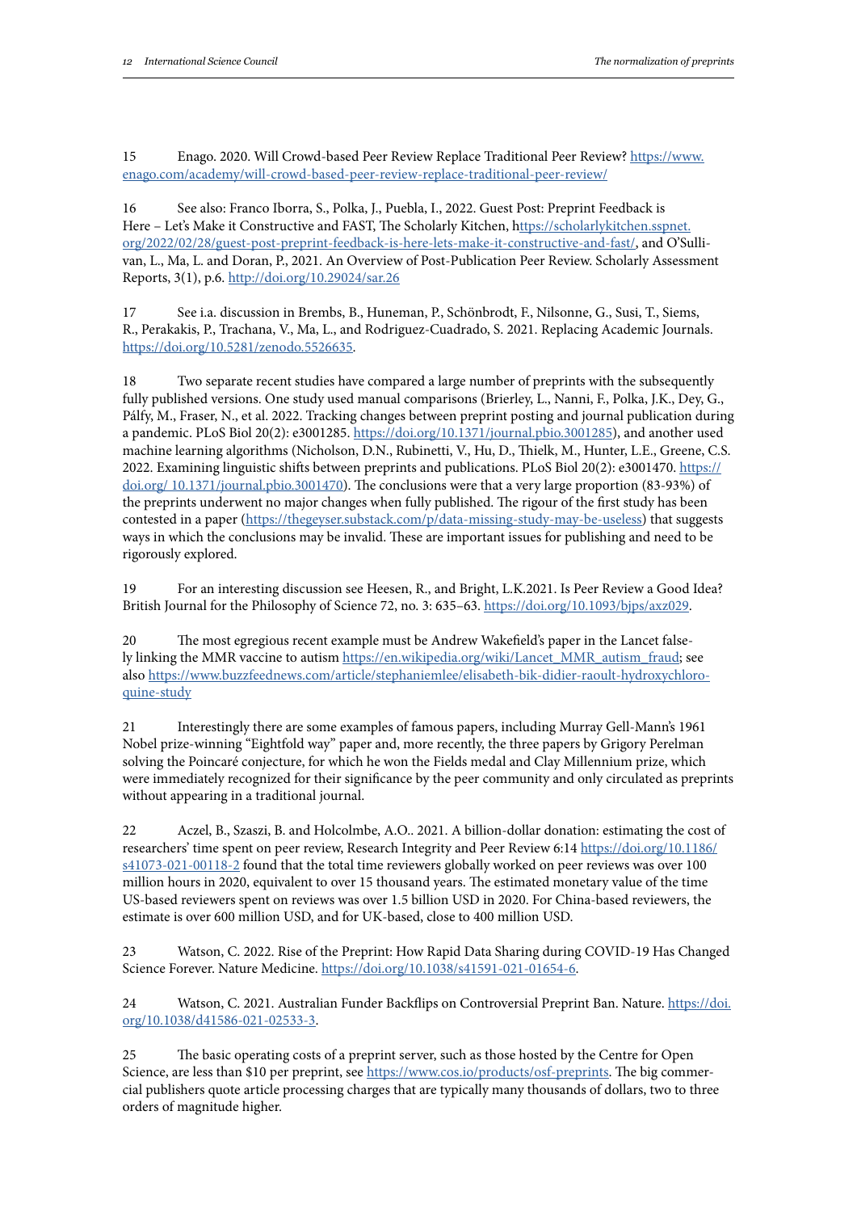15 Enago. 2020. Will Crowd-based Peer Review Replace Traditional Peer Review? https://www.enago.com/academy/will-crowd-based-peer-review-replace-traditional-peer-review/

16 See also: Franco Iborra, S., Polka, J., Puebla, I., 2022. Guest Post: Preprint Feedback is Here – Let's Make it Constructive and FAST, The Scholarly Kitchen, https://scholarlykitchen.sspnet.org/2022/02/28/guest-post-preprint-feedback-is-here-lets-make-it-constructive-and-fast/, and O'Sullivan, L., Ma, L. and Doran, P., 2021. An Overview of Post-Publication Peer Review. Scholarly Assessment Reports, 3(1), p.6. http://doi.org/10.29024/sar.26

17 See i.a. discussion in Brembs, B., Huneman, P., Schönbrodt, F., Nilsonne, G., Susi, T., Siems, R., Perakakis, P., Trachana, V., Ma, L., and Rodriguez-Cuadrado, S. 2021. Replacing Academic Journals. https://doi.org/10.5281/zenodo.5526635.

18 Two separate recent studies have compared a large number of preprints with the subsequently fully published versions. One study used manual comparisons (Brierley, L., Nanni, F., Polka, J.K., Dey, G., Pálfy, M., Fraser, N., et al. 2022. Tracking changes between preprint posting and journal publication during a pandemic. PLoS Biol 20(2): e3001285. https://doi.org/10.1371/journal.pbio.3001285), and another used machine learning algorithms (Nicholson, D.N., Rubinetti, V., Hu, D., Thielk, M., Hunter, L.E., Greene, C.S. 2022. Examining linguistic shifts between preprints and publications. PLoS Biol 20(2): e3001470. https://doi.org/ 10.1371/journal.pbio.3001470). The conclusions were that a very large proportion (83-93%) of the preprints underwent no major changes when fully published. The rigour of the first study has been contested in a paper (https://thegeyser.substack.com/p/data-missing-study-may-be-useless) that suggests ways in which the conclusions may be invalid. These are important issues for publishing and need to be rigorously explored.

19 For an interesting discussion see Heesen, R., and Bright, L.K.2021. Is Peer Review a Good Idea? British Journal for the Philosophy of Science 72, no. 3: 635–63. https://doi.org/10.1093/bjps/axz029.

20 The most egregious recent example must be Andrew Wakefield's paper in the Lancet falsely linking the MMR vaccine to autism https://en.wikipedia.org/wiki/Lancet_MMR_autism_fraud; see also https://www.buzzfeednews.com/article/stephaniemlee/elisabeth-bik-didier-raoult-hydroxychloroquine-study

21 Interestingly there are some examples of famous papers, including Murray Gell-Mann's 1961 Nobel prize-winning "Eightfold way" paper and, more recently, the three papers by Grigory Perelman solving the Poincaré conjecture, for which he won the Fields medal and Clay Millennium prize, which were immediately recognized for their significance by the peer community and only circulated as preprints without appearing in a traditional journal.

22 Aczel, B., Szaszi, B. and Holcolmbe, A.O.. 2021. A billion-dollar donation: estimating the cost of researchers' time spent on peer review, Research Integrity and Peer Review 6:14 https://doi.org/10.1186/s41073-021-00118-2 found that the total time reviewers globally worked on peer reviews was over 100 million hours in 2020, equivalent to over 15 thousand years. The estimated monetary value of the time US-based reviewers spent on reviews was over 1.5 billion USD in 2020. For China-based reviewers, the estimate is over 600 million USD, and for UK-based, close to 400 million USD.

23 Watson, C. 2022. Rise of the Preprint: How Rapid Data Sharing during COVID-19 Has Changed Science Forever. Nature Medicine. https://doi.org/10.1038/s41591-021-01654-6.

24 Watson, C. 2021. Australian Funder Backflips on Controversial Preprint Ban. Nature. https://doi.org/10.1038/d41586-021-02533-3.

25 The basic operating costs of a preprint server, such as those hosted by the Centre for Open Science, are less than $10 per preprint, see https://www.cos.io/products/osf-preprints. The big commercial publishers quote article processing charges that are typically many thousands of dollars, two to three orders of magnitude higher.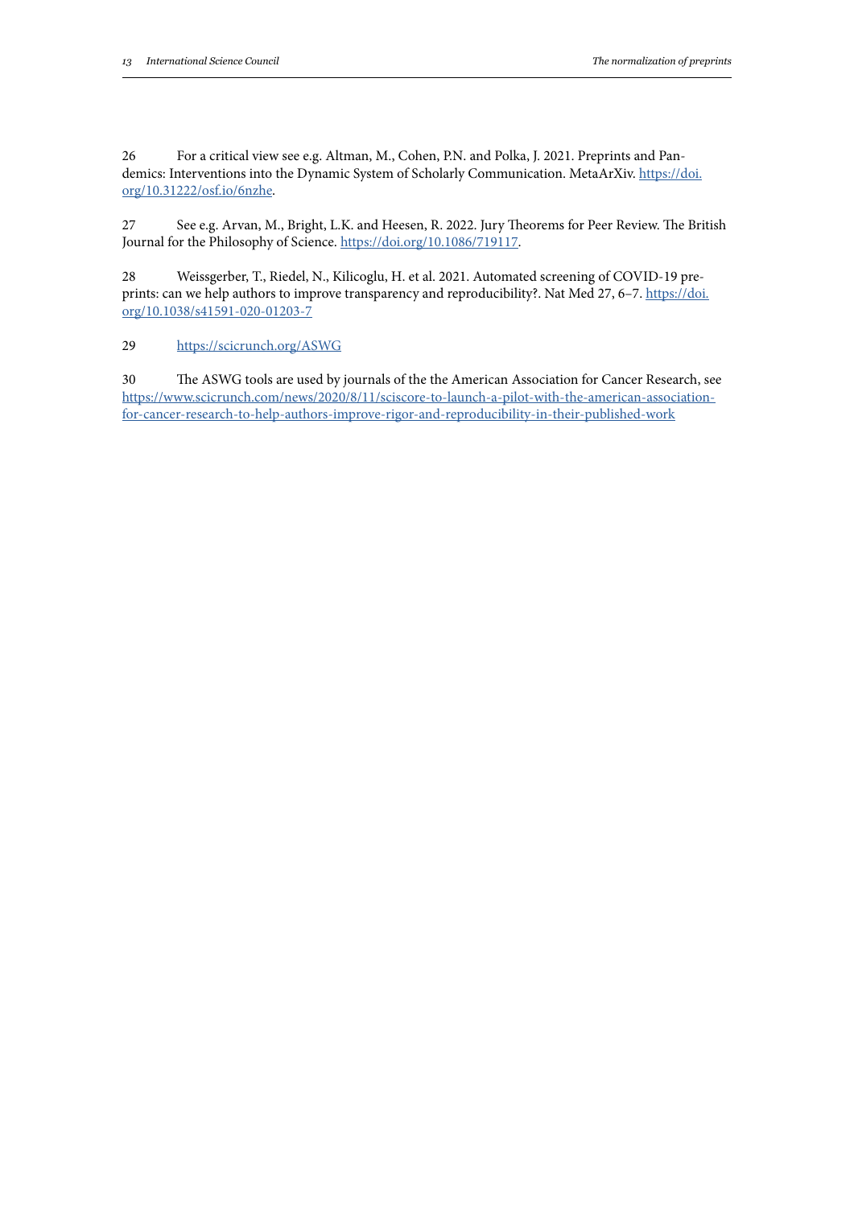26 For a critical view see e.g. Altman, M., Cohen, P.N. and Polka, J. 2021. Preprints and Pandemics: Interventions into the Dynamic System of Scholarly Communication. MetaArXiv. https://doi.org/10.31222/osf.io/6nzhe.

27 See e.g. Arvan, M., Bright, L.K. and Heesen, R. 2022. Jury Theorems for Peer Review. The British Journal for the Philosophy of Science. https://doi.org/10.1086/719117.

28 Weissgerber, T., Riedel, N., Kilicoglu, H. et al. 2021. Automated screening of COVID-19 preprints: can we help authors to improve transparency and reproducibility?. Nat Med 27, 6–7. https://doi.org/10.1038/s41591-020-01203-7

29 https://scicrunch.org/ASWG

30 The ASWG tools are used by journals of the the American Association for Cancer Research, see https://www.scicrunch.com/news/2020/8/11/sciscore-to-launch-a-pilot-with-the-american-association-for-cancer-research-to-help-authors-improve-rigor-and-reproducibility-in-their-published-work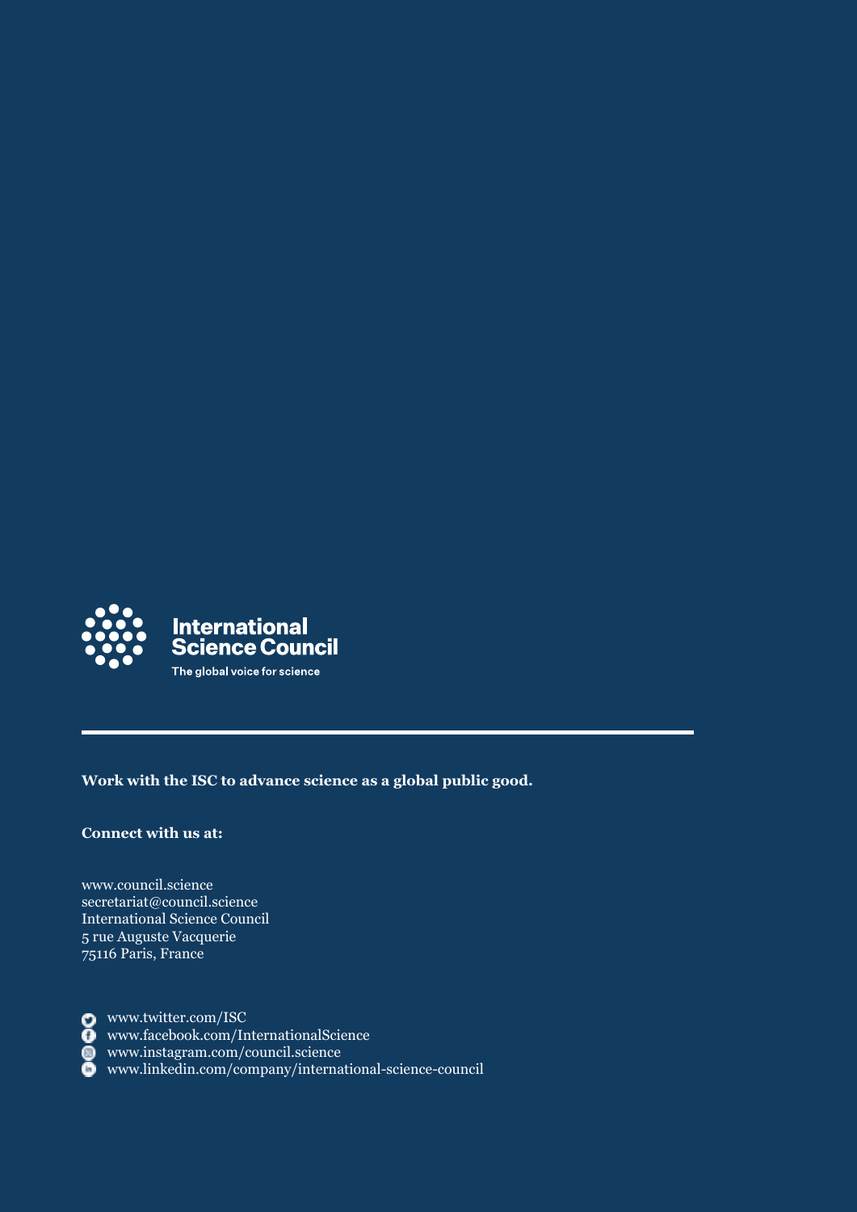**International Science Council**

The global voice for science

**Work with the ISC to advance science as a global public good.**

**Connect with us at:**

www.council.science
secretariat@council.science
International Science Council
5 rue Auguste Vacquerie
75116 Paris, France

www.twitter.com/ISC
www.facebook.com/InternationalScience
www.instagram.com/council.science
www.linkedin.com/company/international-science-council